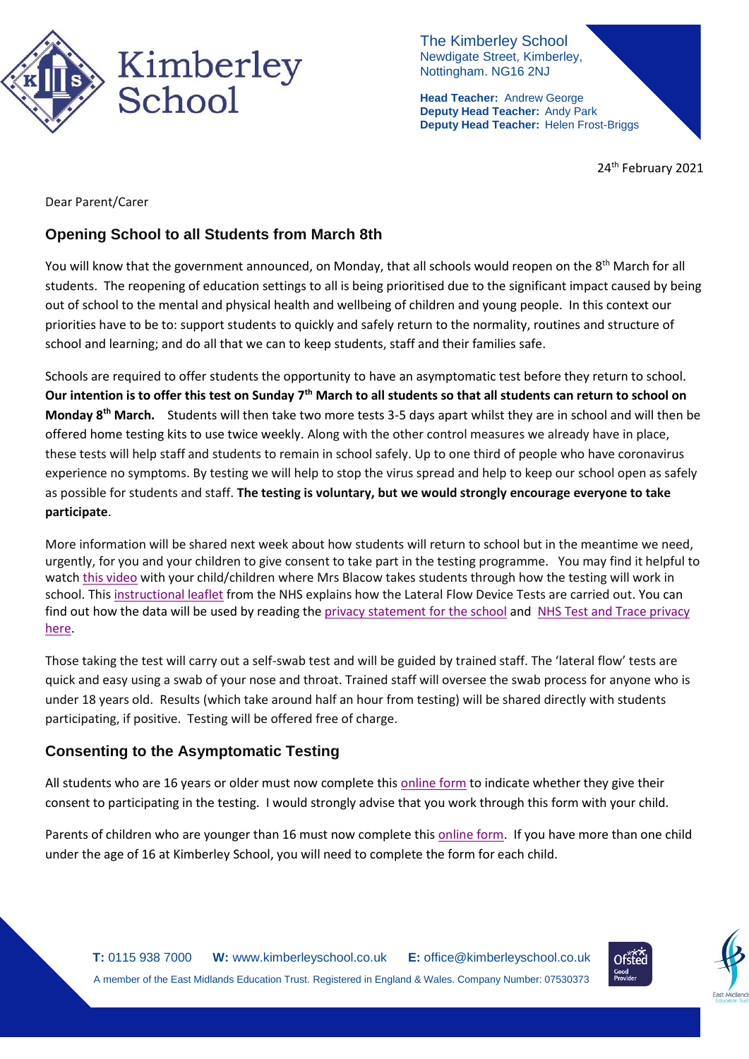**The Kimberley School**
Newdigate Street, Kimberley,
Nottingham. NG16 2NJ

**Head Teacher:** Andrew George
**Deputy Head Teacher:** Andy Park
**Deputy Head Teacher:** Helen Frost-Briggs

24th February 2021

Dear Parent/Carer

## Opening School to all Students from March 8th

You will know that the government announced, on Monday, that all schools would reopen on the 8th March for all students. The reopening of education settings to all is being prioritised due to the significant impact caused by being out of school to the mental and physical health and wellbeing of children and young people. In this context our priorities have to be to: support students to quickly and safely return to the normality, routines and structure of school and learning; and do all that we can to keep students, staff and their families safe.

Schools are required to offer students the opportunity to have an asymptomatic test before they return to school. **Our intention is to offer this test on Sunday 7th March to all students so that all students can return to school on Monday 8th March.** Students will then take two more tests 3-5 days apart whilst they are in school and will then be offered home testing kits to use twice weekly. Along with the other control measures we already have in place, these tests will help staff and students to remain in school safely. Up to one third of people who have coronavirus experience no symptoms. By testing we will help to stop the virus spread and help to keep our school open as safely as possible for students and staff. **The testing is voluntary, but we would strongly encourage everyone to take participate**.

More information will be shared next week about how students will return to school but in the meantime we need, urgently, for you and your children to give consent to take part in the testing programme. You may find it helpful to watch this video with your child/children where Mrs Blacow takes students through how the testing will work in school. This instructional leaflet from the NHS explains how the Lateral Flow Device Tests are carried out. You can find out how the data will be used by reading the privacy statement for the school and NHS Test and Trace privacy here.

Those taking the test will carry out a self-swab test and will be guided by trained staff. The 'lateral flow' tests are quick and easy using a swab of your nose and throat. Trained staff will oversee the swab process for anyone who is under 18 years old. Results (which take around half an hour from testing) will be shared directly with students participating, if positive. Testing will be offered free of charge.

## Consenting to the Asymptomatic Testing

All students who are 16 years or older must now complete this online form to indicate whether they give their consent to participating in the testing. I would strongly advise that you work through this form with your child.

Parents of children who are younger than 16 must now complete this online form. If you have more than one child under the age of 16 at Kimberley School, you will need to complete the form for each child.

**T:** 0115 938 7000 **W:** www.kimberleyschool.co.uk **E:** office@kimberleyschool.co.uk
A member of the East Midlands Education Trust. Registered in England & Wales. Company Number: 07530373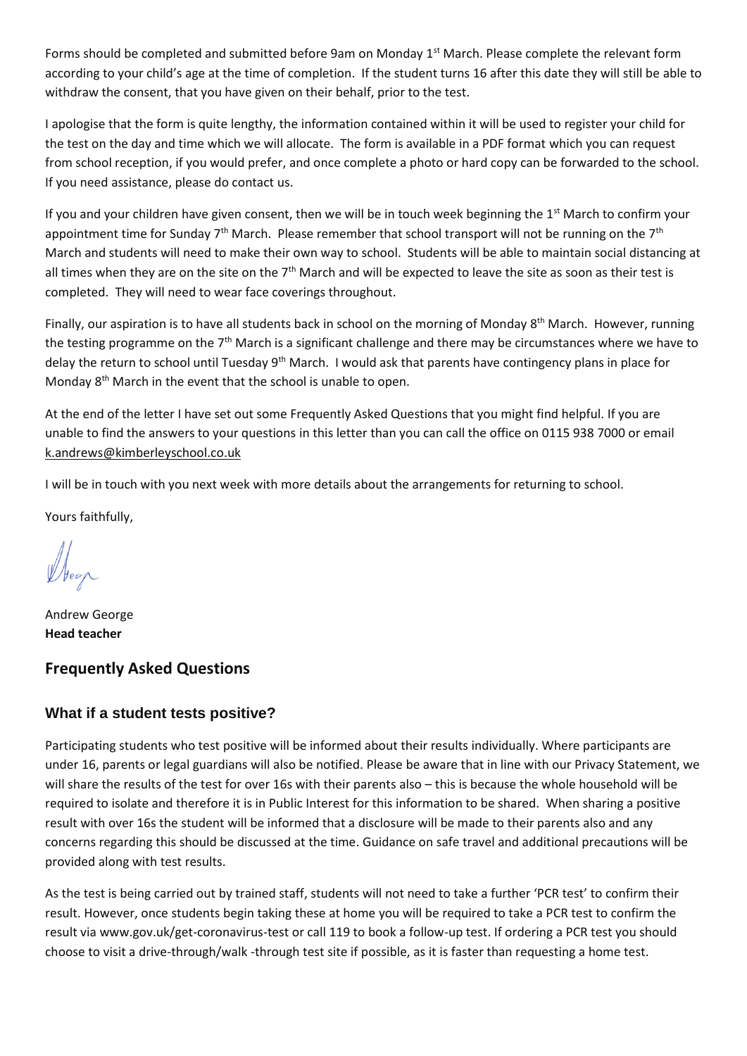Forms should be completed and submitted before 9am on Monday 1st March. Please complete the relevant form according to your child's age at the time of completion. If the student turns 16 after this date they will still be able to withdraw the consent, that you have given on their behalf, prior to the test.

I apologise that the form is quite lengthy, the information contained within it will be used to register your child for the test on the day and time which we will allocate. The form is available in a PDF format which you can request from school reception, if you would prefer, and once complete a photo or hard copy can be forwarded to the school. If you need assistance, please do contact us.

If you and your children have given consent, then we will be in touch week beginning the 1st March to confirm your appointment time for Sunday 7th March. Please remember that school transport will not be running on the 7th March and students will need to make their own way to school. Students will be able to maintain social distancing at all times when they are on the site on the 7th March and will be expected to leave the site as soon as their test is completed. They will need to wear face coverings throughout.

Finally, our aspiration is to have all students back in school on the morning of Monday 8th March. However, running the testing programme on the 7th March is a significant challenge and there may be circumstances where we have to delay the return to school until Tuesday 9th March. I would ask that parents have contingency plans in place for Monday 8th March in the event that the school is unable to open.

At the end of the letter I have set out some Frequently Asked Questions that you might find helpful. If you are unable to find the answers to your questions in this letter than you can call the office on 0115 938 7000 or email k.andrews@kimberleyschool.co.uk

I will be in touch with you next week with more details about the arrangements for returning to school.

Yours faithfully,

Andrew George
**Head teacher**

## Frequently Asked Questions

### What if a student tests positive?

Participating students who test positive will be informed about their results individually. Where participants are under 16, parents or legal guardians will also be notified. Please be aware that in line with our Privacy Statement, we will share the results of the test for over 16s with their parents also – this is because the whole household will be required to isolate and therefore it is in Public Interest for this information to be shared. When sharing a positive result with over 16s the student will be informed that a disclosure will be made to their parents also and any concerns regarding this should be discussed at the time. Guidance on safe travel and additional precautions will be provided along with test results.

As the test is being carried out by trained staff, students will not need to take a further 'PCR test' to confirm their result. However, once students begin taking these at home you will be required to take a PCR test to confirm the result via www.gov.uk/get-coronavirus-test or call 119 to book a follow-up test. If ordering a PCR test you should choose to visit a drive-through/walk -through test site if possible, as it is faster than requesting a home test.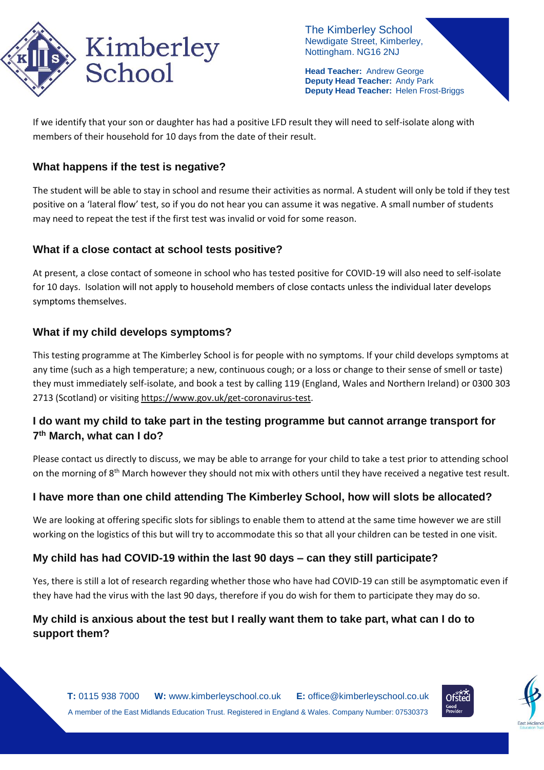If we identify that your son or daughter has had a positive LFD result they will need to self-isolate along with members of their household for 10 days from the date of their result.

### What happens if the test is negative?

The student will be able to stay in school and resume their activities as normal. A student will only be told if they test positive on a 'lateral flow' test, so if you do not hear you can assume it was negative. A small number of students may need to repeat the test if the first test was invalid or void for some reason.

### What if a close contact at school tests positive?

At present, a close contact of someone in school who has tested positive for COVID-19 will also need to self-isolate for 10 days. Isolation will not apply to household members of close contacts unless the individual later develops symptoms themselves.

### What if my child develops symptoms?

This testing programme at The Kimberley School is for people with no symptoms. If your child develops symptoms at any time (such as a high temperature; a new, continuous cough; or a loss or change to their sense of smell or taste) they must immediately self-isolate, and book a test by calling 119 (England, Wales and Northern Ireland) or 0300 303 2713 (Scotland) or visiting https://www.gov.uk/get-coronavirus-test.

### I do want my child to take part in the testing programme but cannot arrange transport for 7th March, what can I do?

Please contact us directly to discuss, we may be able to arrange for your child to take a test prior to attending school on the morning of 8th March however they should not mix with others until they have received a negative test result.

### I have more than one child attending The Kimberley School, how will slots be allocated?

We are looking at offering specific slots for siblings to enable them to attend at the same time however we are still working on the logistics of this but will try to accommodate this so that all your children can be tested in one visit.

### My child has had COVID-19 within the last 90 days – can they still participate?

Yes, there is still a lot of research regarding whether those who have had COVID-19 can still be asymptomatic even if they have had the virus with the last 90 days, therefore if you do wish for them to participate they may do so.

### My child is anxious about the test but I really want them to take part, what can I do to support them?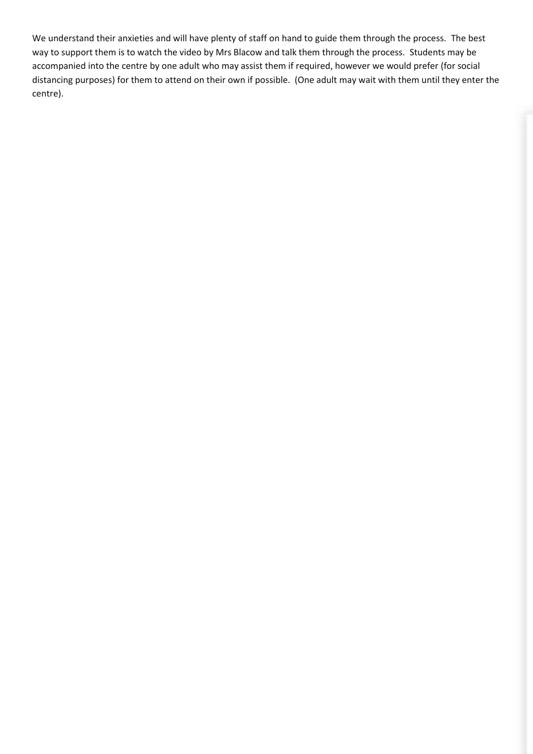We understand their anxieties and will have plenty of staff on hand to guide them through the process. The best way to support them is to watch the video by Mrs Blacow and talk them through the process. Students may be accompanied into the centre by one adult who may assist them if required, however we would prefer (for social distancing purposes) for them to attend on their own if possible. (One adult may wait with them until they enter the centre).